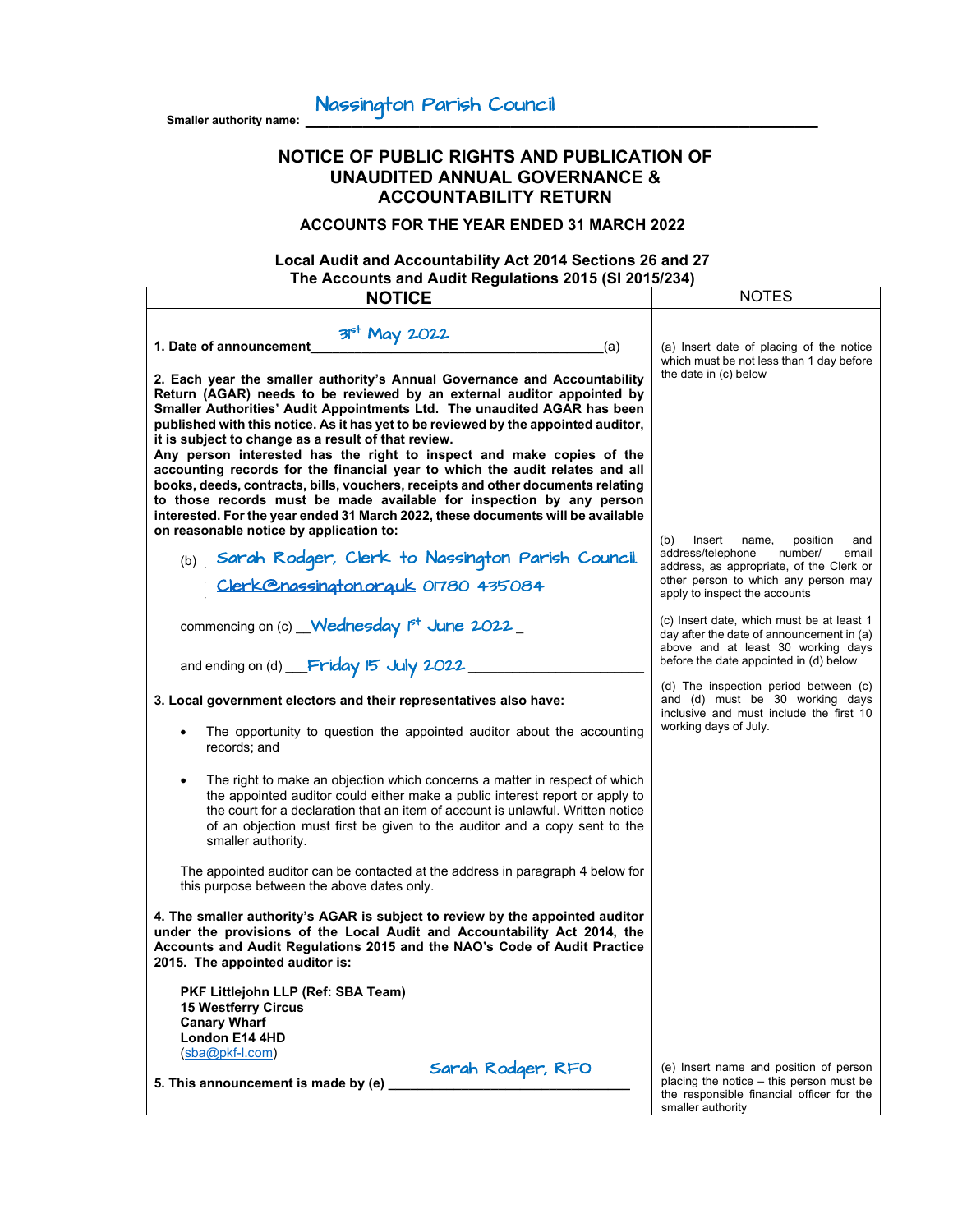Smaller authority name: Nassington Parish Council

# NOTICE OF PUBLIC RIGHTS AND PUBLICATION OF UNAUDITED ANNUAL GOVERNANCE & ACCOUNTABILITY RETURN

## ACCOUNTS FOR THE YEAR ENDED 31 MARCH 2022

**Local Audit and Accountability Act 2014 Sections 26 and 27**
**The Accounts and Audit Regulations 2015 (SI 2015/234)**

| NOTICE | NOTES |
|---|---|
| **1. Date of announcement** 31st May 2022 (a) | (a) Insert date of placing of the notice which must be not less than 1 day before the date in (c) below |
| **2. Each year the smaller authority's Annual Governance and Accountability Return (AGAR) needs to be reviewed by an external auditor appointed by Smaller Authorities' Audit Appointments Ltd. The unaudited AGAR has been published with this notice. As it has yet to be reviewed by the appointed auditor, it is subject to change as a result of that review.** **Any person interested has the right to inspect and make copies of the accounting records for the financial year to which the audit relates and all books, deeds, contracts, bills, vouchers, receipts and other documents relating to those records must be made available for inspection by any person interested. For the year ended 31 March 2022, these documents will be available on reasonable notice by application to:** | |
| (b) Sarah Rodger, Clerk to Nassington Parish Council. Clerk@nassington.org.uk 01780 435084 | (b) Insert name, position and address/telephone number/ email address, as appropriate, of the Clerk or other person to which any person may apply to inspect the accounts |
| commencing on (c) Wednesday 1st June 2022 | (c) Insert date, which must be at least 1 day after the date of announcement in (a) above and at least 30 working days before the date appointed in (d) below |
| and ending on (d) Friday 15 July 2022 | (d) The inspection period between (c) and (d) must be 30 working days inclusive and must include the first 10 working days of July. |
| **3. Local government electors and their representatives also have:** <br>• The opportunity to question the appointed auditor about the accounting records; and <br>• The right to make an objection which concerns a matter in respect of which the appointed auditor could either make a public interest report or apply to the court for a declaration that an item of account is unlawful. Written notice of an objection must first be given to the auditor and a copy sent to the smaller authority. <br>The appointed auditor can be contacted at the address in paragraph 4 below for this purpose between the above dates only. | |
| **4. The smaller authority's AGAR is subject to review by the appointed auditor under the provisions of the Local Audit and Accountability Act 2014, the Accounts and Audit Regulations 2015 and the NAO's Code of Audit Practice 2015. The appointed auditor is:** <br>**PKF Littlejohn LLP (Ref: SBA Team)** <br>**15 Westferry Circus** <br>**Canary Wharf** <br>**London E14 4HD** <br>(sba@pkf-l.com) | |
| **5. This announcement is made by (e)** Sarah Rodger, RFO | (e) Insert name and position of person placing the notice – this person must be the responsible financial officer for the smaller authority |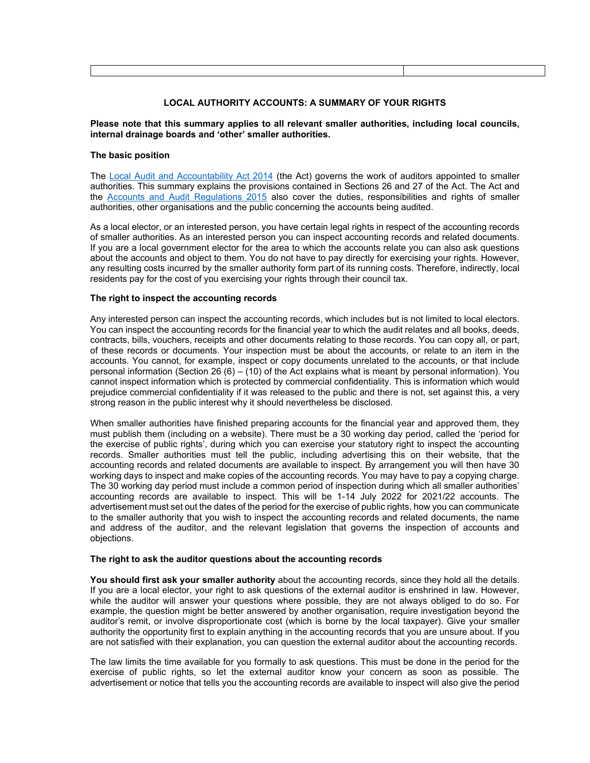| | |
|---|---|

**LOCAL AUTHORITY ACCOUNTS: A SUMMARY OF YOUR RIGHTS**

**Please note that this summary applies to all relevant smaller authorities, including local councils, internal drainage boards and 'other' smaller authorities.**

**The basic position**

The Local Audit and Accountability Act 2014 (the Act) governs the work of auditors appointed to smaller authorities. This summary explains the provisions contained in Sections 26 and 27 of the Act. The Act and the Accounts and Audit Regulations 2015 also cover the duties, responsibilities and rights of smaller authorities, other organisations and the public concerning the accounts being audited.

As a local elector, or an interested person, you have certain legal rights in respect of the accounting records of smaller authorities. As an interested person you can inspect accounting records and related documents. If you are a local government elector for the area to which the accounts relate you can also ask questions about the accounts and object to them. You do not have to pay directly for exercising your rights. However, any resulting costs incurred by the smaller authority form part of its running costs. Therefore, indirectly, local residents pay for the cost of you exercising your rights through their council tax.

**The right to inspect the accounting records**

Any interested person can inspect the accounting records, which includes but is not limited to local electors. You can inspect the accounting records for the financial year to which the audit relates and all books, deeds, contracts, bills, vouchers, receipts and other documents relating to those records. You can copy all, or part, of these records or documents. Your inspection must be about the accounts, or relate to an item in the accounts. You cannot, for example, inspect or copy documents unrelated to the accounts, or that include personal information (Section 26 (6) – (10) of the Act explains what is meant by personal information). You cannot inspect information which is protected by commercial confidentiality. This is information which would prejudice commercial confidentiality if it was released to the public and there is not, set against this, a very strong reason in the public interest why it should nevertheless be disclosed.

When smaller authorities have finished preparing accounts for the financial year and approved them, they must publish them (including on a website). There must be a 30 working day period, called the 'period for the exercise of public rights', during which you can exercise your statutory right to inspect the accounting records. Smaller authorities must tell the public, including advertising this on their website, that the accounting records and related documents are available to inspect. By arrangement you will then have 30 working days to inspect and make copies of the accounting records. You may have to pay a copying charge. The 30 working day period must include a common period of inspection during which all smaller authorities' accounting records are available to inspect. This will be 1-14 July 2022 for 2021/22 accounts. The advertisement must set out the dates of the period for the exercise of public rights, how you can communicate to the smaller authority that you wish to inspect the accounting records and related documents, the name and address of the auditor, and the relevant legislation that governs the inspection of accounts and objections.

**The right to ask the auditor questions about the accounting records**

**You should first ask your smaller authority** about the accounting records, since they hold all the details. If you are a local elector, your right to ask questions of the external auditor is enshrined in law. However, while the auditor will answer your questions where possible, they are not always obliged to do so. For example, the question might be better answered by another organisation, require investigation beyond the auditor's remit, or involve disproportionate cost (which is borne by the local taxpayer). Give your smaller authority the opportunity first to explain anything in the accounting records that you are unsure about. If you are not satisfied with their explanation, you can question the external auditor about the accounting records.

The law limits the time available for you formally to ask questions. This must be done in the period for the exercise of public rights, so let the external auditor know your concern as soon as possible. The advertisement or notice that tells you the accounting records are available to inspect will also give the period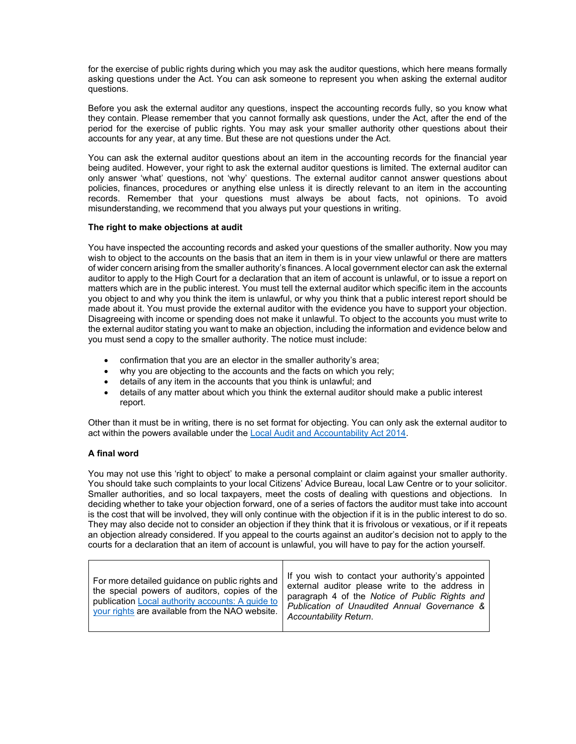for the exercise of public rights during which you may ask the auditor questions, which here means formally asking questions under the Act. You can ask someone to represent you when asking the external auditor questions.

Before you ask the external auditor any questions, inspect the accounting records fully, so you know what they contain. Please remember that you cannot formally ask questions, under the Act, after the end of the period for the exercise of public rights. You may ask your smaller authority other questions about their accounts for any year, at any time. But these are not questions under the Act.

You can ask the external auditor questions about an item in the accounting records for the financial year being audited. However, your right to ask the external auditor questions is limited. The external auditor can only answer 'what' questions, not 'why' questions. The external auditor cannot answer questions about policies, finances, procedures or anything else unless it is directly relevant to an item in the accounting records. Remember that your questions must always be about facts, not opinions. To avoid misunderstanding, we recommend that you always put your questions in writing.

**The right to make objections at audit**

You have inspected the accounting records and asked your questions of the smaller authority. Now you may wish to object to the accounts on the basis that an item in them is in your view unlawful or there are matters of wider concern arising from the smaller authority's finances. A local government elector can ask the external auditor to apply to the High Court for a declaration that an item of account is unlawful, or to issue a report on matters which are in the public interest. You must tell the external auditor which specific item in the accounts you object to and why you think the item is unlawful, or why you think that a public interest report should be made about it. You must provide the external auditor with the evidence you have to support your objection. Disagreeing with income or spending does not make it unlawful. To object to the accounts you must write to the external auditor stating you want to make an objection, including the information and evidence below and you must send a copy to the smaller authority. The notice must include:

- confirmation that you are an elector in the smaller authority's area;
- why you are objecting to the accounts and the facts on which you rely;
- details of any item in the accounts that you think is unlawful; and
- details of any matter about which you think the external auditor should make a public interest report.

Other than it must be in writing, there is no set format for objecting. You can only ask the external auditor to act within the powers available under the [Local Audit and Accountability Act 2014](#).

**A final word**

You may not use this 'right to object' to make a personal complaint or claim against your smaller authority. You should take such complaints to your local Citizens' Advice Bureau, local Law Centre or to your solicitor. Smaller authorities, and so local taxpayers, meet the costs of dealing with questions and objections. In deciding whether to take your objection forward, one of a series of factors the auditor must take into account is the cost that will be involved, they will only continue with the objection if it is in the public interest to do so. They may also decide not to consider an objection if they think that it is frivolous or vexatious, or if it repeats an objection already considered. If you appeal to the courts against an auditor's decision not to apply to the courts for a declaration that an item of account is unlawful, you will have to pay for the action yourself.

| | |
|---|---|
| For more detailed guidance on public rights and the special powers of auditors, copies of the publication [Local authority accounts: A guide to your rights](#) are available from the NAO website. | If you wish to contact your authority's appointed external auditor please write to the address in paragraph 4 of the *Notice of Public Rights and Publication of Unaudited Annual Governance & Accountability Return*. |